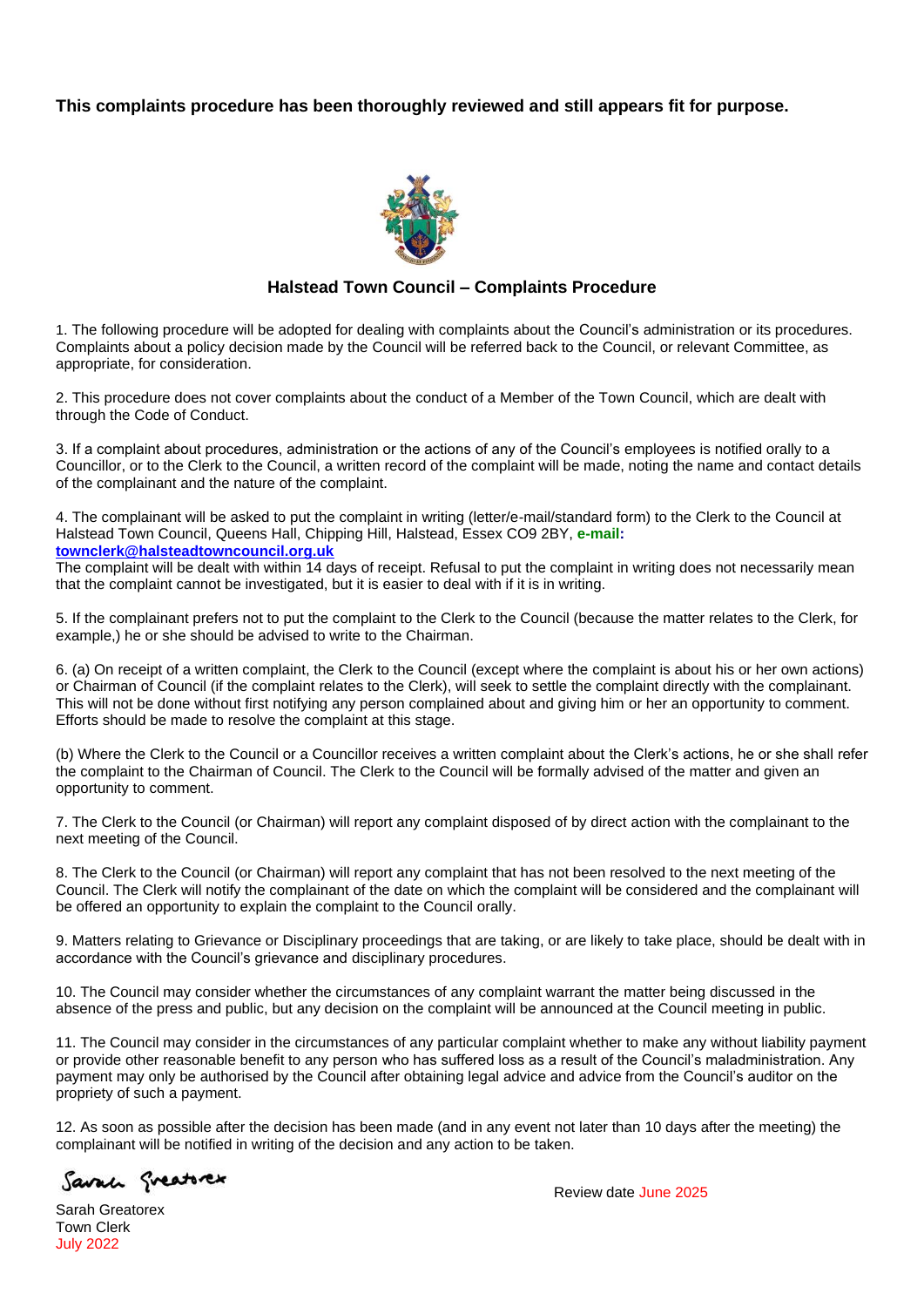**This complaints procedure has been thoroughly reviewed and still appears fit for purpose.**

## Halstead Town Council – Complaints Procedure

1. The following procedure will be adopted for dealing with complaints about the Council's administration or its procedures. Complaints about a policy decision made by the Council will be referred back to the Council, or relevant Committee, as appropriate, for consideration.

2. This procedure does not cover complaints about the conduct of a Member of the Town Council, which are dealt with through the Code of Conduct.

3. If a complaint about procedures, administration or the actions of any of the Council's employees is notified orally to a Councillor, or to the Clerk to the Council, a written record of the complaint will be made, noting the name and contact details of the complainant and the nature of the complaint.

4. The complainant will be asked to put the complaint in writing (letter/e-mail/standard form) to the Clerk to the Council at Halstead Town Council, Queens Hall, Chipping Hill, Halstead, Essex CO9 2BY, **e-mail:** **townclerk@halsteadtowncouncil.org.uk**
The complaint will be dealt with within 14 days of receipt. Refusal to put the complaint in writing does not necessarily mean that the complaint cannot be investigated, but it is easier to deal with if it is in writing.

5. If the complainant prefers not to put the complaint to the Clerk to the Council (because the matter relates to the Clerk, for example,) he or she should be advised to write to the Chairman.

6. (a) On receipt of a written complaint, the Clerk to the Council (except where the complaint is about his or her own actions) or Chairman of Council (if the complaint relates to the Clerk), will seek to settle the complaint directly with the complainant. This will not be done without first notifying any person complained about and giving him or her an opportunity to comment. Efforts should be made to resolve the complaint at this stage.

(b) Where the Clerk to the Council or a Councillor receives a written complaint about the Clerk's actions, he or she shall refer the complaint to the Chairman of Council. The Clerk to the Council will be formally advised of the matter and given an opportunity to comment.

7. The Clerk to the Council (or Chairman) will report any complaint disposed of by direct action with the complainant to the next meeting of the Council.

8. The Clerk to the Council (or Chairman) will report any complaint that has not been resolved to the next meeting of the Council. The Clerk will notify the complainant of the date on which the complaint will be considered and the complainant will be offered an opportunity to explain the complaint to the Council orally.

9. Matters relating to Grievance or Disciplinary proceedings that are taking, or are likely to take place, should be dealt with in accordance with the Council's grievance and disciplinary procedures.

10. The Council may consider whether the circumstances of any complaint warrant the matter being discussed in the absence of the press and public, but any decision on the complaint will be announced at the Council meeting in public.

11. The Council may consider in the circumstances of any particular complaint whether to make any without liability payment or provide other reasonable benefit to any person who has suffered loss as a result of the Council's maladministration. Any payment may only be authorised by the Council after obtaining legal advice and advice from the Council's auditor on the propriety of such a payment.

12. As soon as possible after the decision has been made (and in any event not later than 10 days after the meeting) the complainant will be notified in writing of the decision and any action to be taken.

Sarah Greatorex

Sarah Greatorex
Town Clerk
July 2022

Review date June 2025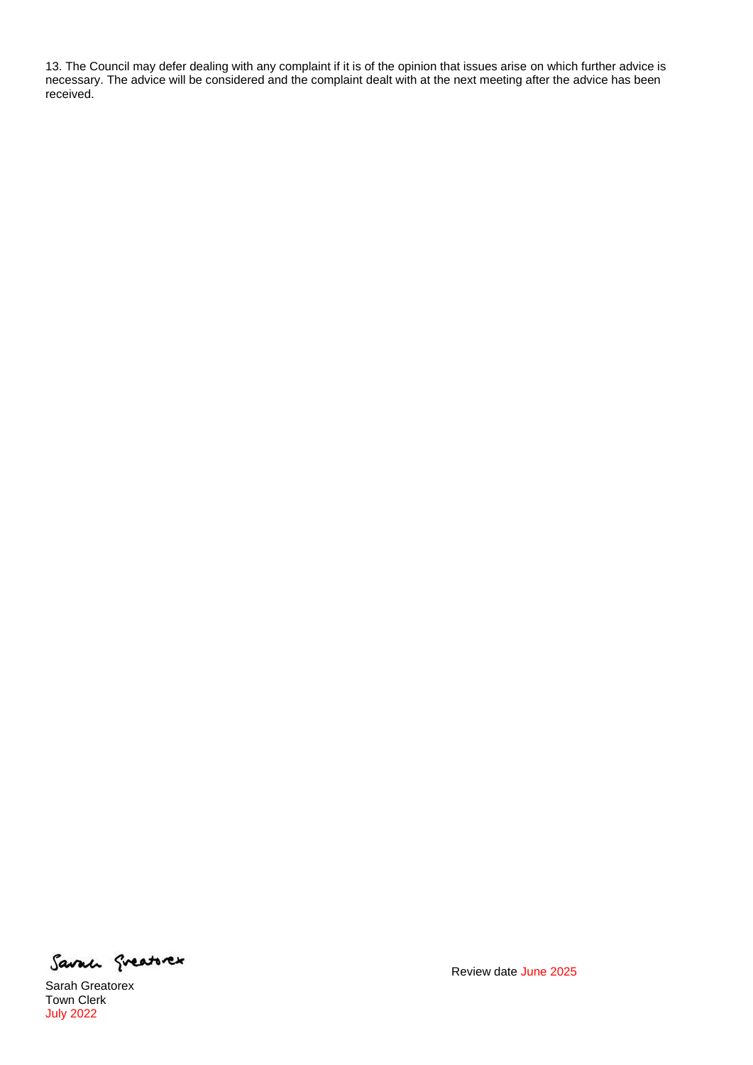13. The Council may defer dealing with any complaint if it is of the opinion that issues arise on which further advice is necessary. The advice will be considered and the complaint dealt with at the next meeting after the advice has been received.

Sarah Greatorex
Town Clerk
July 2022

Review date June 2025